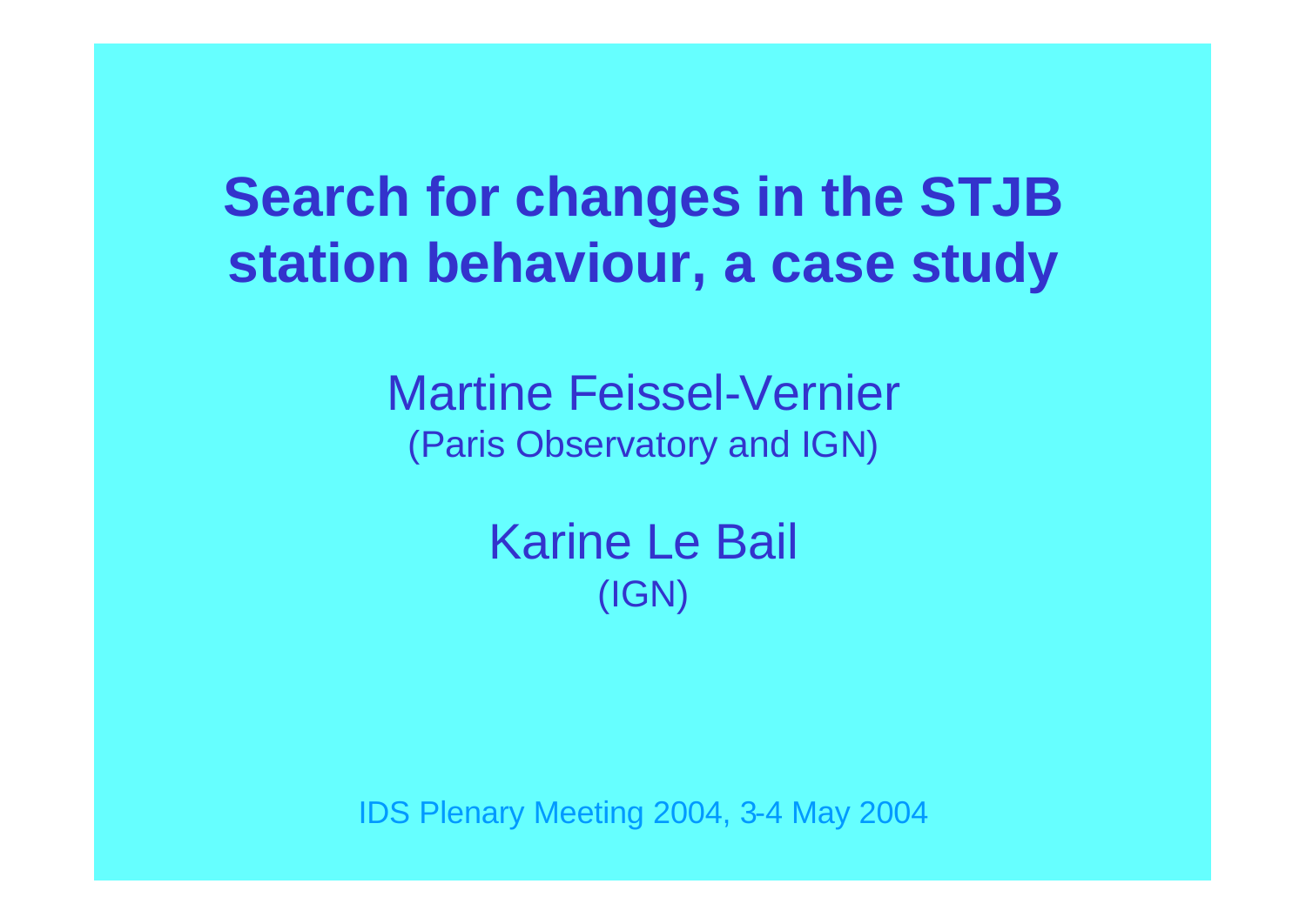# Search for changes in the STJB station behaviour, a case study

Martine Feissel-Vernier
(Paris Observatory and IGN)

Karine Le Bail
(IGN)

IDS Plenary Meeting 2004, 3-4 May 2004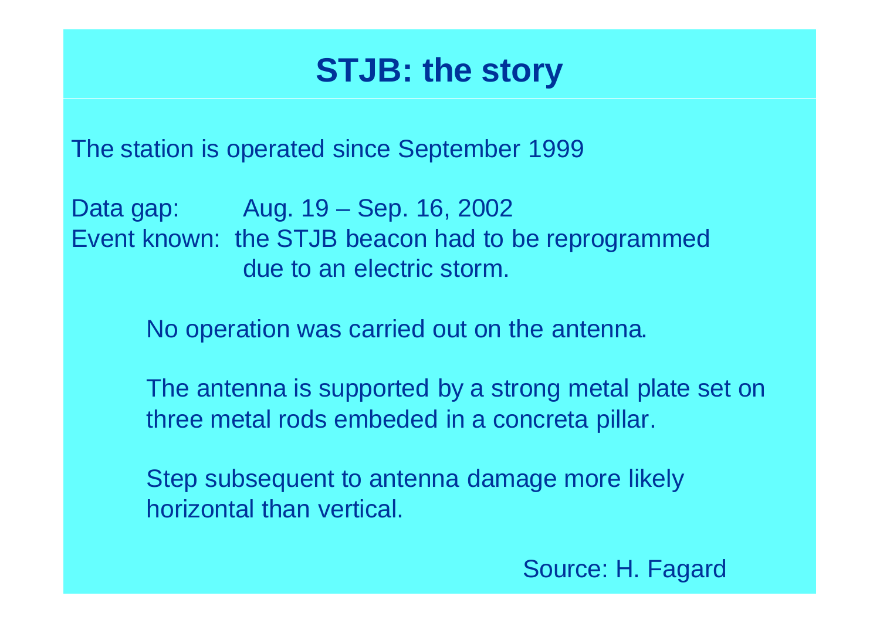# STJB: the story

The station is operated since September 1999

Data gap: Aug. 19 – Sep. 16, 2002
Event known: the STJB beacon had to be reprogrammed due to an electric storm.

No operation was carried out on the antenna.

The antenna is supported by a strong metal plate set on three metal rods embeded in a concreta pillar.

Step subsequent to antenna damage more likely horizontal than vertical.

Source: H. Fagard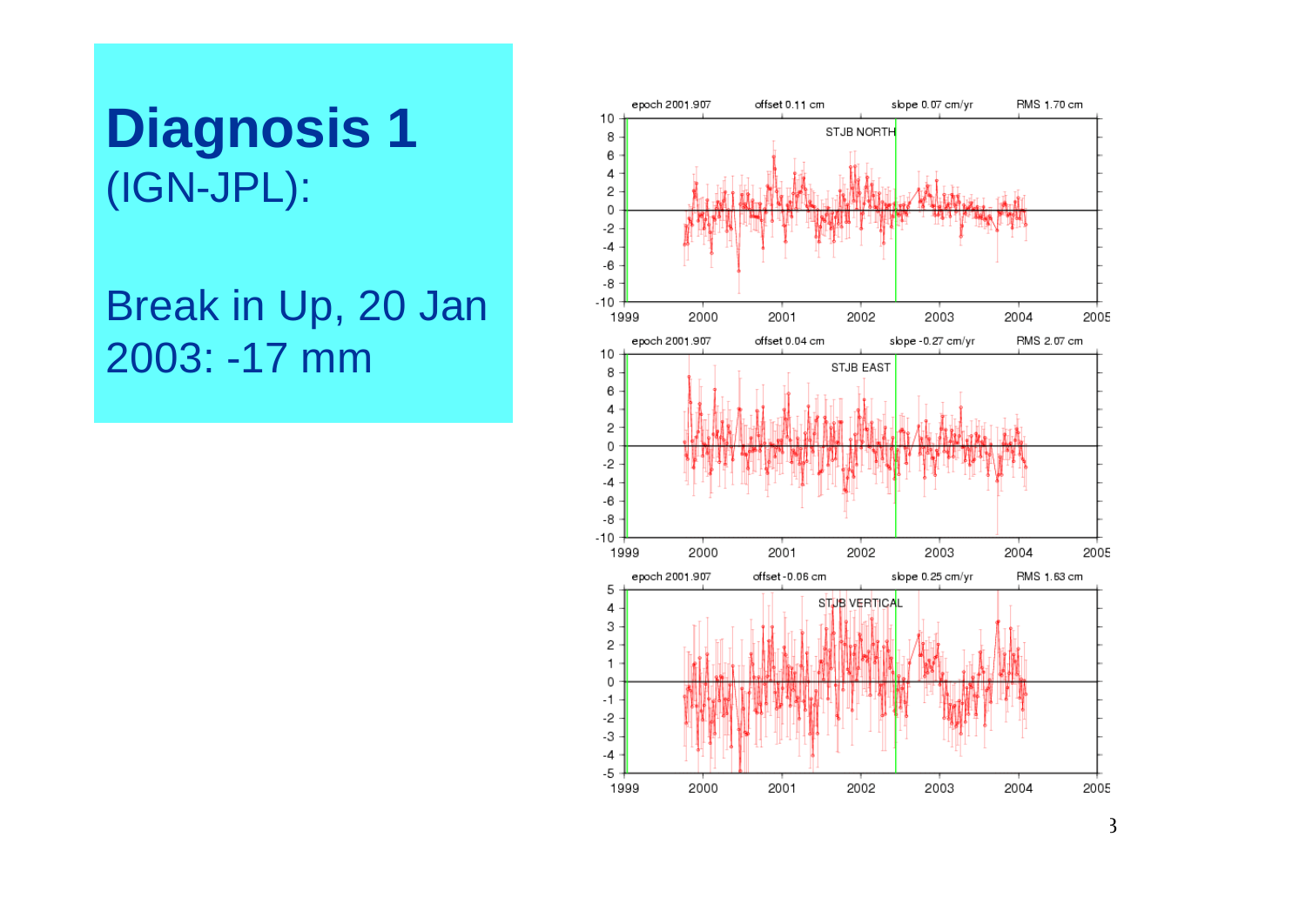# Diagnosis 1
(IGN-JPL):

Break in Up, 20 Jan 2003: -17 mm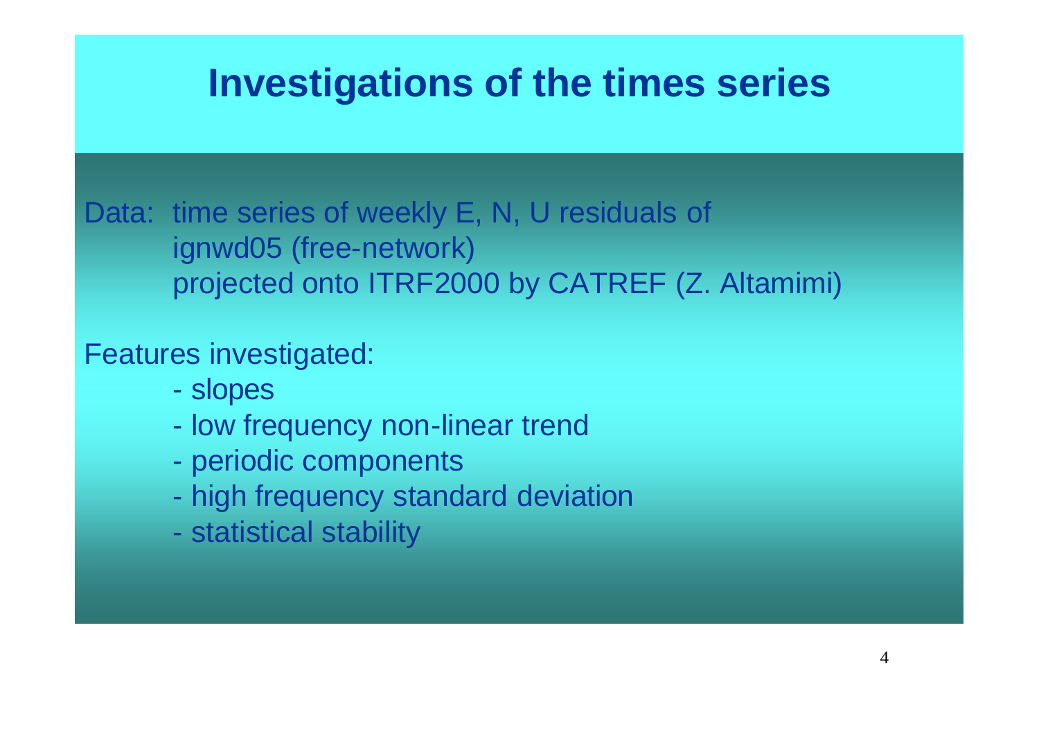# Investigations of the times series

Data: time series of weekly E, N, U residuals of
ignwd05 (free-network)
projected onto ITRF2000 by CATREF (Z. Altamimi)

Features investigated:

- slopes
- low frequency non-linear trend
- periodic components
- high frequency standard deviation
- statistical stability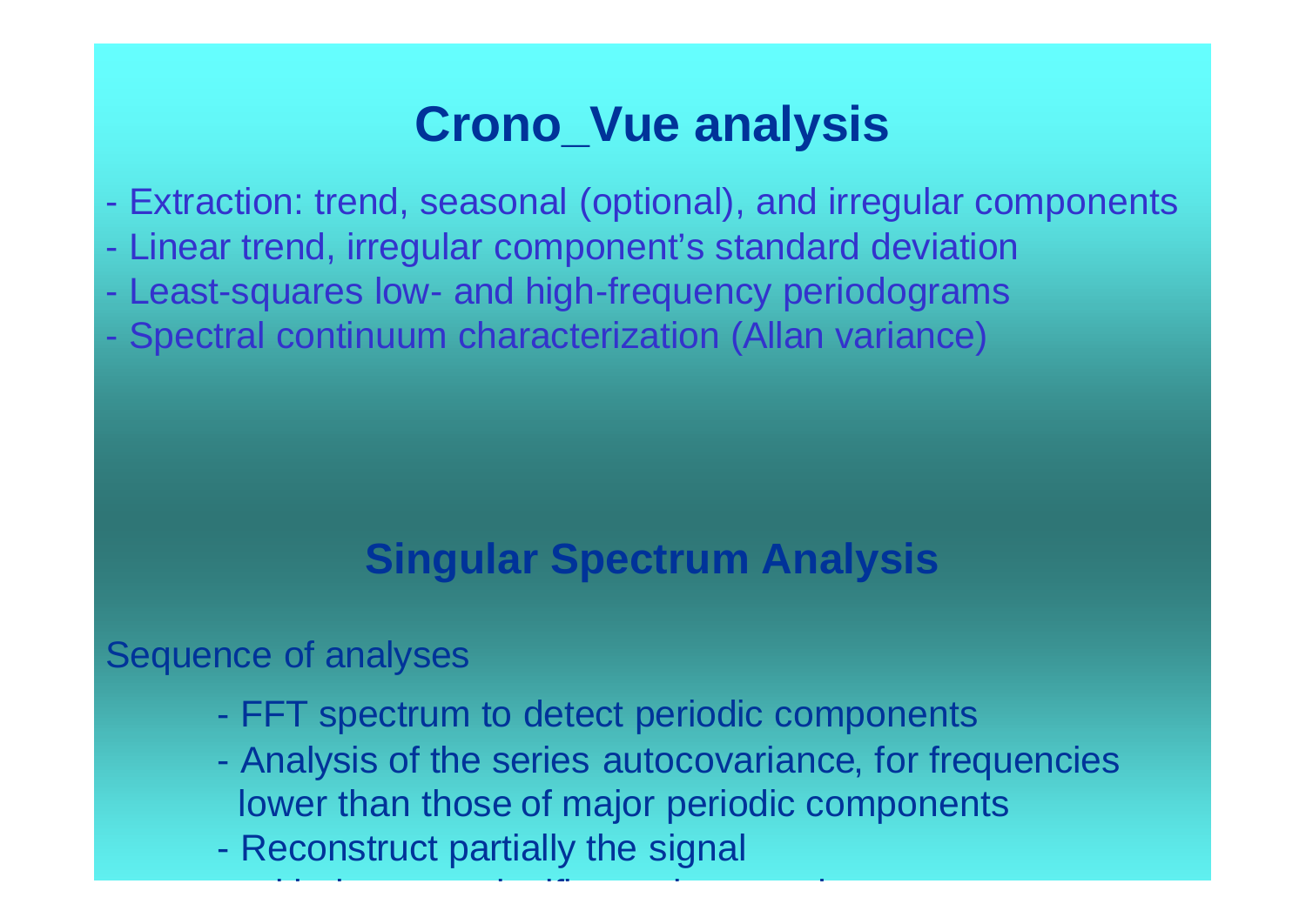# Crono_Vue analysis

- Extraction: trend, seasonal (optional), and irregular components
- Linear trend, irregular component's standard deviation
- Least-squares low- and high-frequency periodograms
- Spectral continuum characterization (Allan variance)

# Singular Spectrum Analysis

Sequence of analyses

- FFT spectrum to detect periodic components
- Analysis of the series autocovariance, for frequencies lower than those of major periodic components
- Reconstruct partially the signal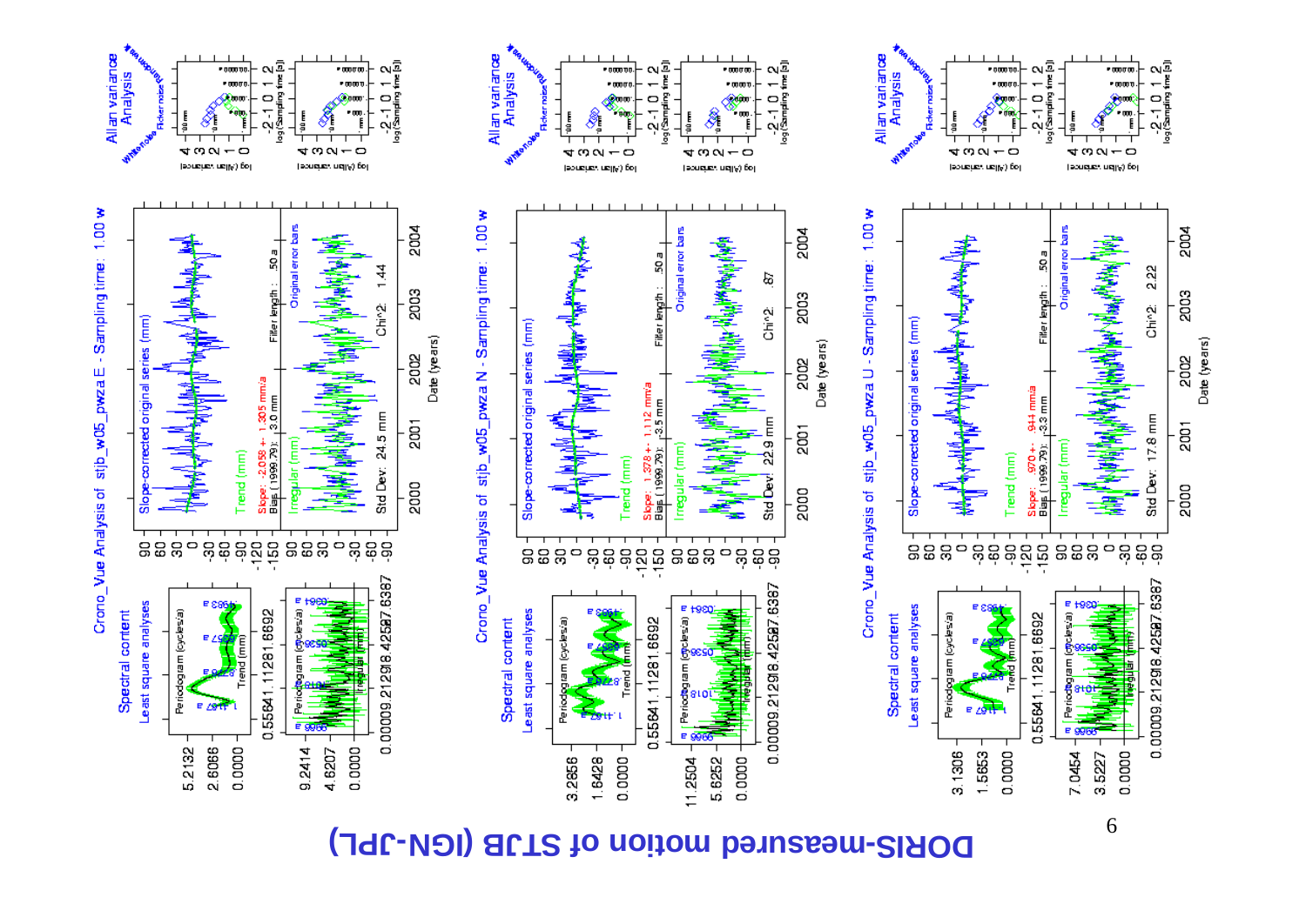# DORIS-measured motion of STJB (IGN-JPL)

## Crono_Vue Analysis of stjb_w05_pwza E - Sampling time: 1.00 w

Spectral content — Least square analyses

Slope-corrected original series (mm)

Trend (mm)

Slope: 2.058 +- 1.305 mm/a

Bias (1999.79): 3.0 mm

Filter length: .50 a

Irregular (mm)

Original error bars

Std Dev: 24.5 mm

Chi^2: 1.44

Allan variance Analysis

## Crono_Vue Analysis of stjb_w05_pwza N - Sampling time: 1.00 w

Spectral content — Least square analyses

Slope-corrected original series (mm)

Trend (mm)

Slope: 1.578 +- 1.112 mm/a

Bias (1999.79): -3.5 mm

Filter length: .50 a

Irregular (mm)

Original error bars

Std Dev: 22.9 mm

Chi^2: .87

Allan variance Analysis

## Crono_Vue Analysis of stjb_w05_pwza U - Sampling time: 1.00 w

Spectral content — Least square analyses

Slope-corrected original series (mm)

Trend (mm)

Slope: .970 +- .944 mm/a

Bias (1999.79): -3.3 mm

Filter length: .50 a

Irregular (mm)

Original error bars

Std Dev: 17.8 mm

Chi^2: 2.22

Allan variance Analysis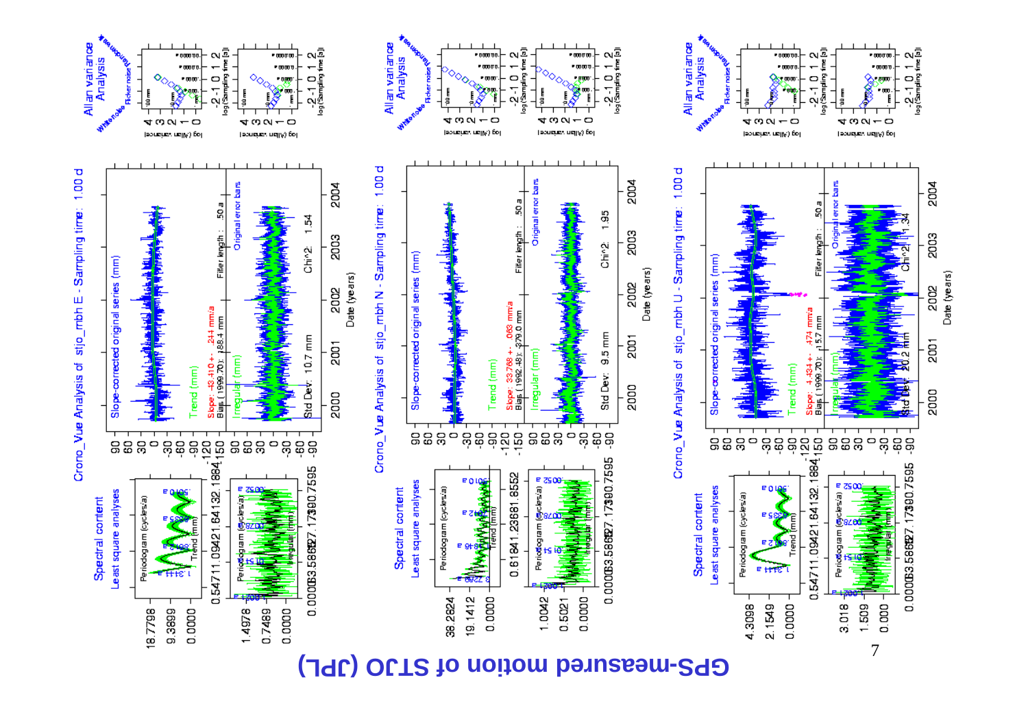# GPS-measured motion of STJO (JPL)

## Crono_Vue Analysis of stjo_mbh E - Sampling time: 1.00 d

- Slope: 43.410 +- .241 mm/a
- Bias (1999.70): 188.4 mm
- Filter length: .50 a
- Std Dev: 10.7 mm
- Chi^2: 1.54

## Crono_Vue Analysis of stjo_mbh N - Sampling time: 1.00 d

- Slope: 33.768 +- .069 mm/a
- Bias (1999.70): 279.0 mm
- Filter length: .50 a
- Std Dev: 9.5 mm
- Chi^2: 1.95

## Crono_Vue Analysis of stjo_mbh U - Sampling time: 1.00 d

- Slope: 4.434 +- .474 mm/a
- Bias (1999.70): 15.7 mm
- Filter length: .50 a
- Std Dev: 20.2 mm
- Chi^2: 1.34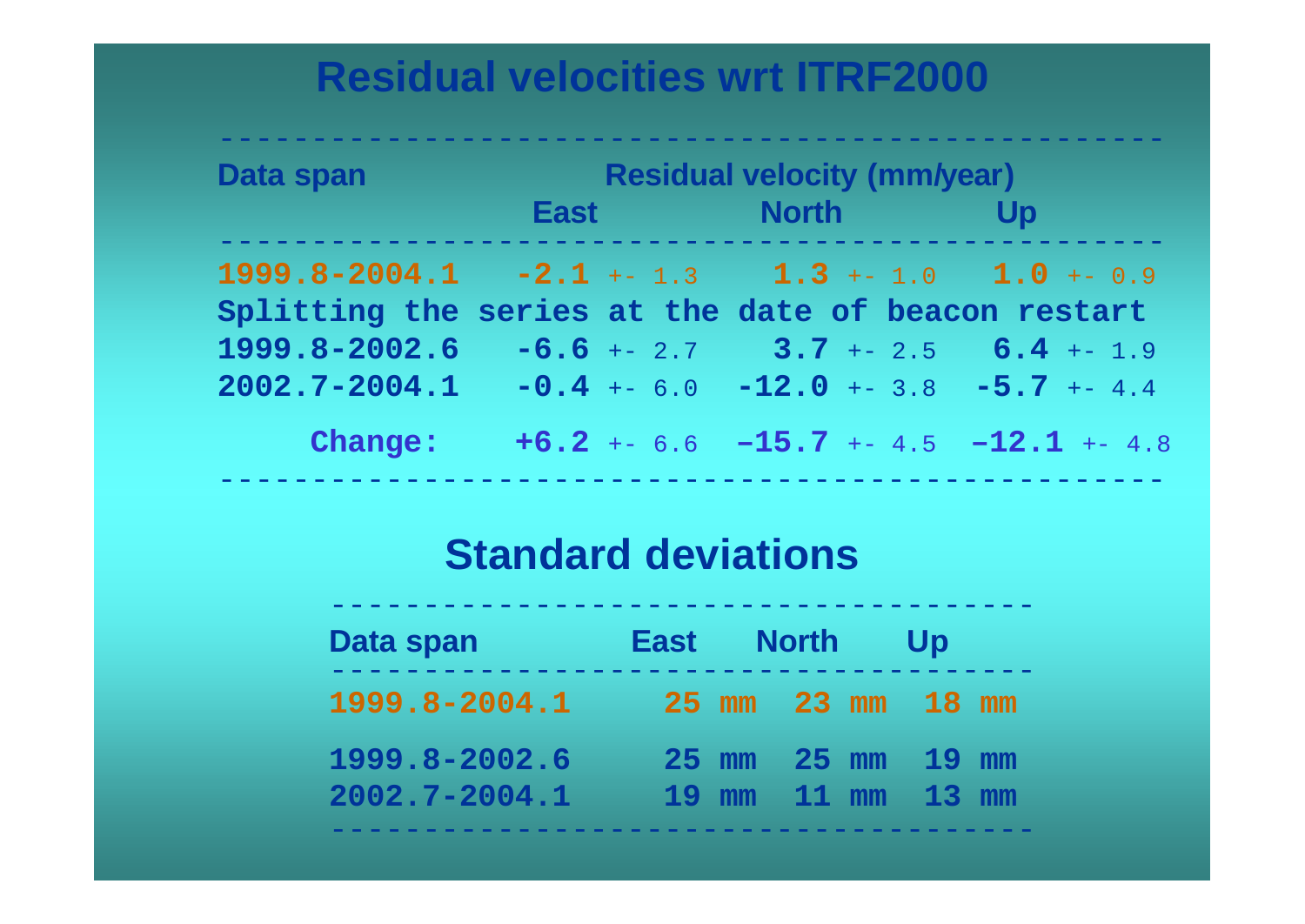# Residual velocities wrt ITRF2000

| Data span | Residual velocity (mm/year) | | |
|---|---|---|---|
| | East | North | Up |
| **1999.8-2004.1** | **-2.1** +- 1.3 | **1.3** +- 1.0 | **1.0** +- 0.9 |
| **Splitting the series at the date of beacon restart** | | | |
| **1999.8-2002.6** | **-6.6** +- 2.7 | **3.7** +- 2.5 | **6.4** +- 1.9 |
| **2002.7-2004.1** | **-0.4** +- 6.0 | **-12.0** +- 3.8 | **-5.7** +- 4.4 |
| **Change:** | **+6.2** +- 6.6 | **–15.7** +- 4.5 | **–12.1** +- 4.8 |

# Standard deviations

| Data span | East | North | Up |
|---|---|---|---|
| **1999.8-2004.1** | **25 mm** | **23 mm** | **18 mm** |
| **1999.8-2002.6** | **25 mm** | **25 mm** | **19 mm** |
| **2002.7-2004.1** | **19 mm** | **11 mm** | **13 mm** |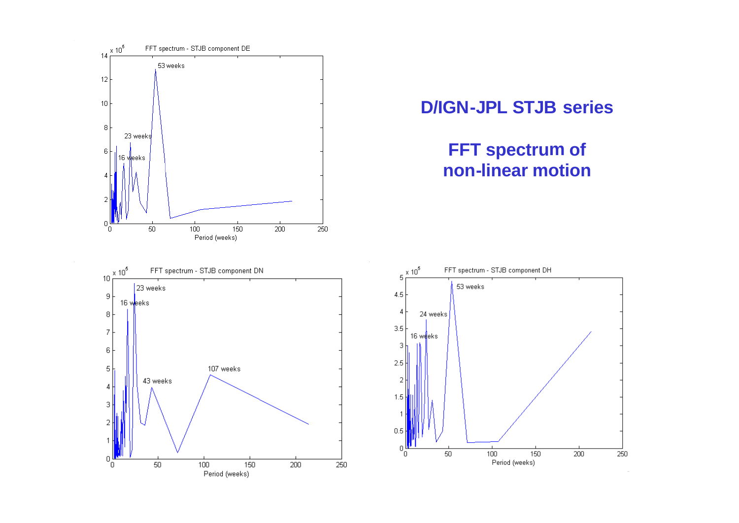# D/IGN-JPL STJB series

## FFT spectrum of non-linear motion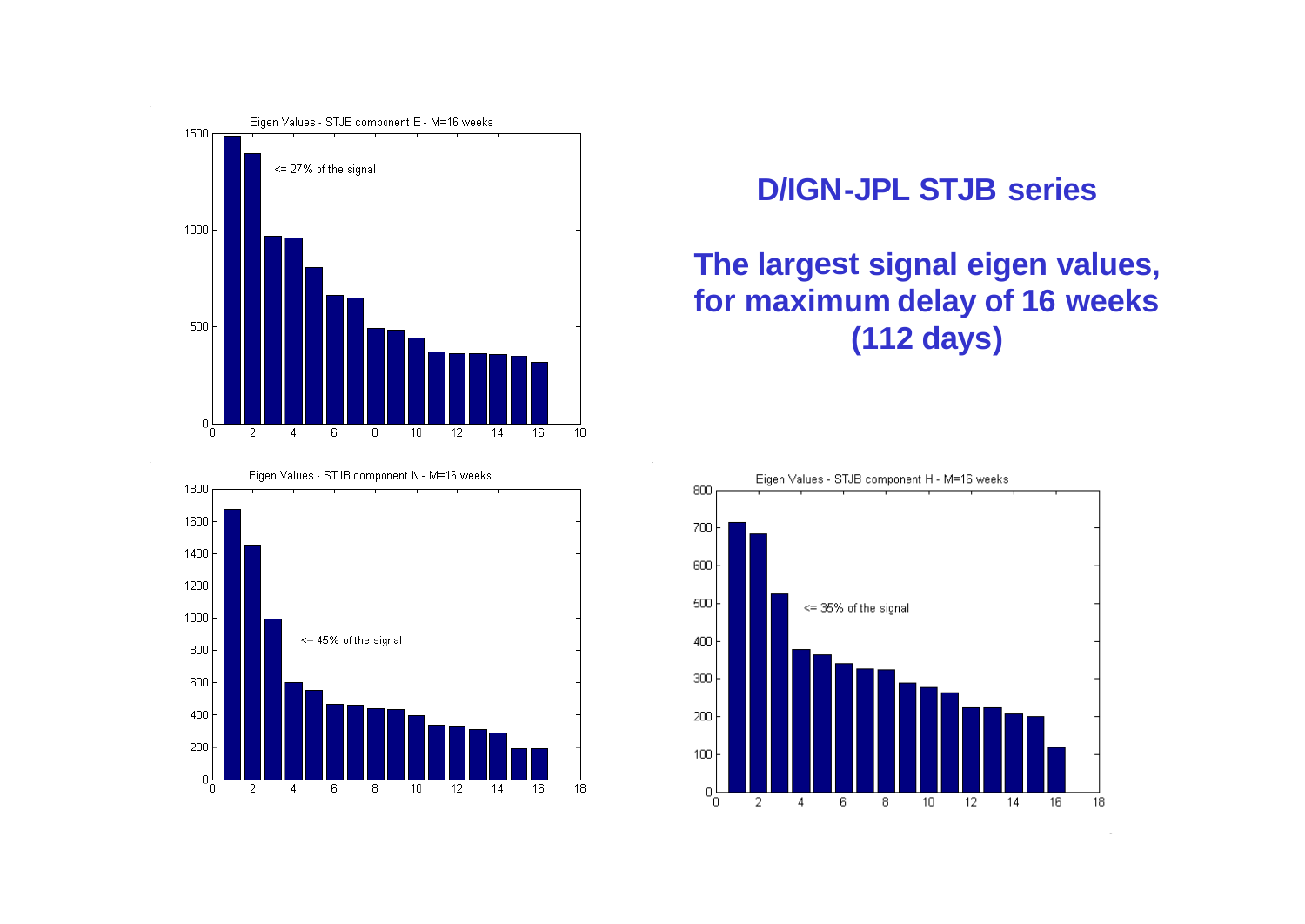## D/IGN-JPL STJB series

## The largest signal eigen values, for maximum delay of 16 weeks (112 days)

Eigen Values - STJB component E - M=16 weeks

<= 27% of the signal

Eigen Values - STJB component N - M=16 weeks

<= 45% of the signal

Eigen Values - STJB component H - M=16 weeks

<= 35% of the signal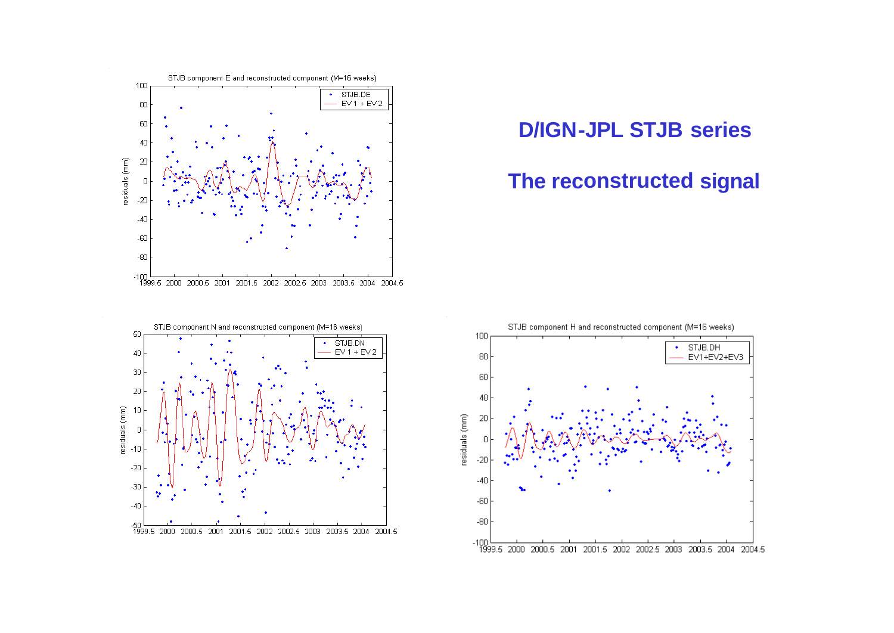## D/IGN-JPL STJB series

## The reconstructed signal

STJB component E and reconstructed component (M=16 weeks)

STJB component N and reconstructed component (M=16 weeks)

STJB component H and reconstructed component (M=16 weeks)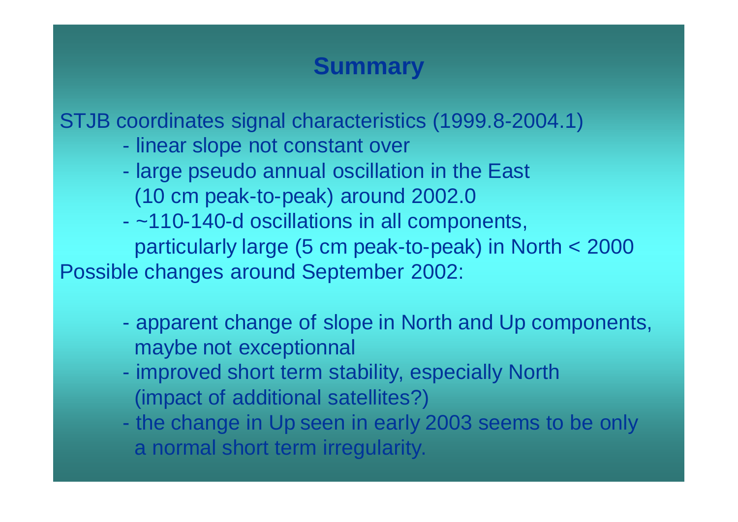# Summary

STJB coordinates signal characteristics (1999.8-2004.1)

- linear slope not constant over
- large pseudo annual oscillation in the East (10 cm peak-to-peak) around 2002.0
- ~110-140-d oscillations in all components, particularly large (5 cm peak-to-peak) in North < 2000

Possible changes around September 2002:

- apparent change of slope in North and Up components, maybe not exceptionnal
- improved short term stability, especially North (impact of additional satellites?)
- the change in Up seen in early 2003 seems to be only a normal short term irregularity.